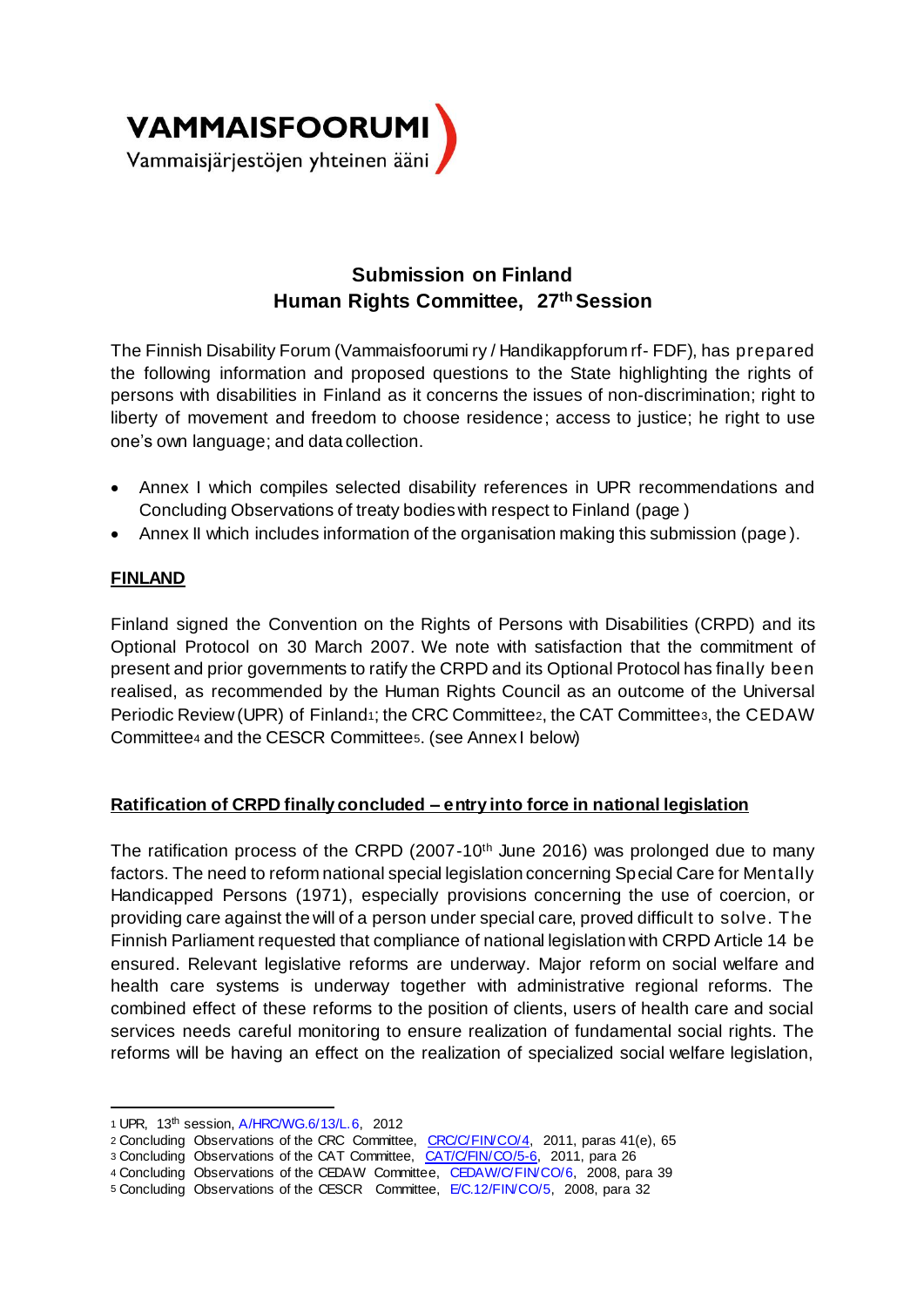VAMMAISFOORUMI

Vammaisjärjestöjen yhteinen ääni

# Submission on Finland
## Human Rights Committee, 27th Session

The Finnish Disability Forum (Vammaisfoorumi ry / Handikappforum rf- FDF), has prepared the following information and proposed questions to the State highlighting the rights of persons with disabilities in Finland as it concerns the issues of non-discrimination; right to liberty of movement and freedom to choose residence; access to justice; he right to use one's own language; and data collection.

- Annex I which compiles selected disability references in UPR recommendations and Concluding Observations of treaty bodies with respect to Finland (page )
- Annex II which includes information of the organisation making this submission (page ).

**FINLAND**

Finland signed the Convention on the Rights of Persons with Disabilities (CRPD) and its Optional Protocol on 30 March 2007. We note with satisfaction that the commitment of present and prior governments to ratify the CRPD and its Optional Protocol has finally been realised, as recommended by the Human Rights Council as an outcome of the Universal Periodic Review (UPR) of Finland[1]; the CRC Committee[2], the CAT Committee[3], the CEDAW Committee[4] and the CESCR Committee[5]. (see Annex I below)

**Ratification of CRPD finally concluded – entry into force in national legislation**

The ratification process of the CRPD (2007-10th June 2016) was prolonged due to many factors. The need to reform national special legislation concerning Special Care for Mentally Handicapped Persons (1971), especially provisions concerning the use of coercion, or providing care against the will of a person under special care, proved difficult to solve. The Finnish Parliament requested that compliance of national legislation with CRPD Article 14 be ensured. Relevant legislative reforms are underway. Major reform on social welfare and health care systems is underway together with administrative regional reforms. The combined effect of these reforms to the position of clients, users of health care and social services needs careful monitoring to ensure realization of fundamental social rights. The reforms will be having an effect on the realization of specialized social welfare legislation,

---

[1] UPR, 13th session, A/HRC/WG.6/13/L.6, 2012

[2] Concluding Observations of the CRC Committee, CRC/C/FIN/CO/4, 2011, paras 41(e), 65

[3] Concluding Observations of the CAT Committee, CAT/C/FIN/CO/5-6, 2011, para 26

[4] Concluding Observations of the CEDAW Committee, CEDAW/C/FIN/CO/6, 2008, para 39

[5] Concluding Observations of the CESCR Committee, E/C.12/FIN/CO/5, 2008, para 32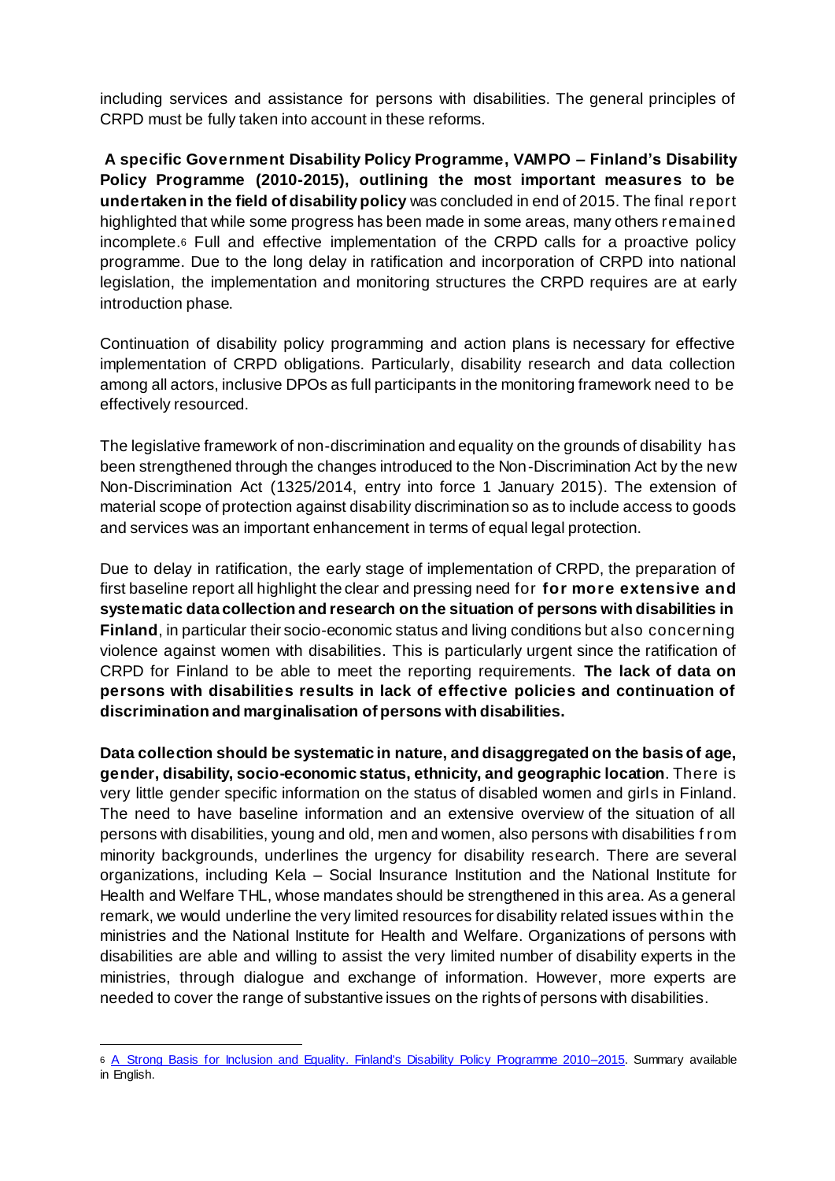including services and assistance for persons with disabilities. The general principles of CRPD must be fully taken into account in these reforms.

**A specific Government Disability Policy Programme, VAMPO – Finland's Disability Policy Programme (2010-2015), outlining the most important measures to be undertaken in the field of disability policy** was concluded in end of 2015. The final report highlighted that while some progress has been made in some areas, many others remained incomplete.[6] Full and effective implementation of the CRPD calls for a proactive policy programme. Due to the long delay in ratification and incorporation of CRPD into national legislation, the implementation and monitoring structures the CRPD requires are at early introduction phase.

Continuation of disability policy programming and action plans is necessary for effective implementation of CRPD obligations. Particularly, disability research and data collection among all actors, inclusive DPOs as full participants in the monitoring framework need to be effectively resourced.

The legislative framework of non-discrimination and equality on the grounds of disability has been strengthened through the changes introduced to the Non-Discrimination Act by the new Non-Discrimination Act (1325/2014, entry into force 1 January 2015). The extension of material scope of protection against disability discrimination so as to include access to goods and services was an important enhancement in terms of equal legal protection.

Due to delay in ratification, the early stage of implementation of CRPD, the preparation of first baseline report all highlight the clear and pressing need for **for more extensive and systematic data collection and research on the situation of persons with disabilities in Finland**, in particular their socio-economic status and living conditions but also concerning violence against women with disabilities. This is particularly urgent since the ratification of CRPD for Finland to be able to meet the reporting requirements. **The lack of data on persons with disabilities results in lack of effective policies and continuation of discrimination and marginalisation of persons with disabilities.**

**Data collection should be systematic in nature, and disaggregated on the basis of age, gender, disability, socio-economic status, ethnicity, and geographic location**. There is very little gender specific information on the status of disabled women and girls in Finland. The need to have baseline information and an extensive overview of the situation of all persons with disabilities, young and old, men and women, also persons with disabilities from minority backgrounds, underlines the urgency for disability research. There are several organizations, including Kela – Social Insurance Institution and the National Institute for Health and Welfare THL, whose mandates should be strengthened in this area. As a general remark, we would underline the very limited resources for disability related issues within the ministries and the National Institute for Health and Welfare. Organizations of persons with disabilities are able and willing to assist the very limited number of disability experts in the ministries, through dialogue and exchange of information. However, more experts are needed to cover the range of substantive issues on the rights of persons with disabilities.

---

[6] A Strong Basis for Inclusion and Equality. Finland's Disability Policy Programme 2010–2015. Summary available in English.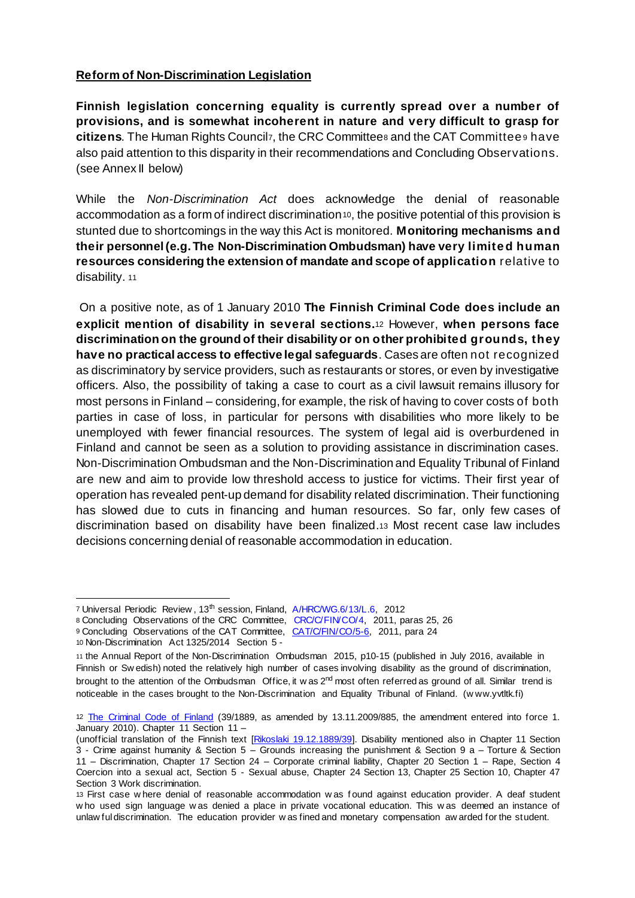## Reform of Non-Discrimination Legislation

**Finnish legislation concerning equality is currently spread over a number of provisions, and is somewhat incoherent in nature and very difficult to grasp for citizens**. The Human Rights Council[7], the CRC Committee[8] and the CAT Committee[9] have also paid attention to this disparity in their recommendations and Concluding Observations. (see Annex II below)

While the *Non-Discrimination Act* does acknowledge the denial of reasonable accommodation as a form of indirect discrimination[10], the positive potential of this provision is stunted due to shortcomings in the way this Act is monitored. **Monitoring mechanisms and their personnel (e.g. The Non-Discrimination Ombudsman) have very limited human resources considering the extension of mandate and scope of application** relative to disability.[11]

On a positive note, as of 1 January 2010 **The Finnish Criminal Code does include an explicit mention of disability in several sections.**[12] However, **when persons face discrimination on the ground of their disability or on other prohibited grounds, they have no practical access to effective legal safeguards**. Cases are often not recognized as discriminatory by service providers, such as restaurants or stores, or even by investigative officers. Also, the possibility of taking a case to court as a civil lawsuit remains illusory for most persons in Finland – considering, for example, the risk of having to cover costs of both parties in case of loss, in particular for persons with disabilities who more likely to be unemployed with fewer financial resources. The system of legal aid is overburdened in Finland and cannot be seen as a solution to providing assistance in discrimination cases. Non-Discrimination Ombudsman and the Non-Discrimination and Equality Tribunal of Finland are new and aim to provide low threshold access to justice for victims. Their first year of operation has revealed pent-up demand for disability related discrimination. Their functioning has slowed due to cuts in financing and human resources. So far, only few cases of discrimination based on disability have been finalized.[13] Most recent case law includes decisions concerning denial of reasonable accommodation in education.

---

[7] Universal Periodic Review, 13th session, Finland, A/HRC/WG.6/13/L.6, 2012

[8] Concluding Observations of the CRC Committee, CRC/C/FIN/CO/4, 2011, paras 25, 26

[9] Concluding Observations of the CAT Committee, CAT/C/FIN/CO/5-6, 2011, para 24

[10] Non-Discrimination Act 1325/2014 Section 5 -

[11] the Annual Report of the Non-Discrimination Ombudsman 2015, p10-15 (published in July 2016, available in Finnish or Swedish) noted the relatively high number of cases involving disability as the ground of discrimination, brought to the attention of the Ombudsman Office, it was 2nd most often referred as ground of all. Similar trend is noticeable in the cases brought to the Non-Discrimination and Equality Tribunal of Finland. (www.yvtltk.fi)

[12] The Criminal Code of Finland (39/1889, as amended by 13.11.2009/885, the amendment entered into force 1. January 2010). Chapter 11 Section 11 –
(unofficial translation of the Finnish text [Rikoslaki 19.12.1889/39]. Disability mentioned also in Chapter 11 Section 3 - Crime against humanity & Section 5 – Grounds increasing the punishment & Section 9 a – Torture & Section 11 – Discrimination, Chapter 17 Section 24 – Corporate criminal liability, Chapter 20 Section 1 – Rape, Section 4 Coercion into a sexual act, Section 5 - Sexual abuse, Chapter 24 Section 13, Chapter 25 Section 10, Chapter 47 Section 3 Work discrimination.

[13] First case where denial of reasonable accommodation was found against education provider. A deaf student who used sign language was denied a place in private vocational education. This was deemed an instance of unlawful discrimination. The education provider was fined and monetary compensation awarded for the student.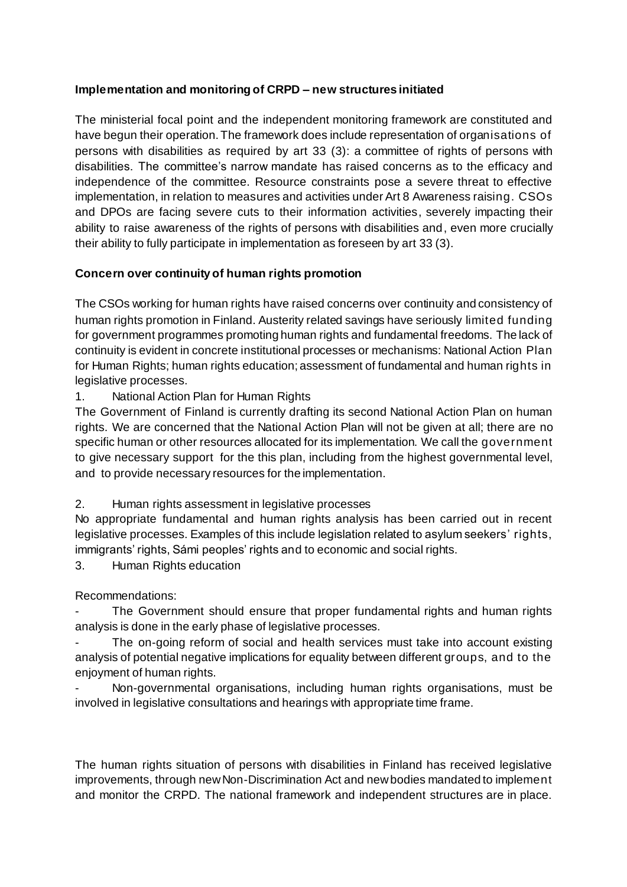**Implementation and monitoring of CRPD – new structures initiated**

The ministerial focal point and the independent monitoring framework are constituted and have begun their operation. The framework does include representation of organisations of persons with disabilities as required by art 33 (3): a committee of rights of persons with disabilities. The committee's narrow mandate has raised concerns as to the efficacy and independence of the committee. Resource constraints pose a severe threat to effective implementation, in relation to measures and activities under Art 8 Awareness raising. CSOs and DPOs are facing severe cuts to their information activities, severely impacting their ability to raise awareness of the rights of persons with disabilities and, even more crucially their ability to fully participate in implementation as foreseen by art 33 (3).

**Concern over continuity of human rights promotion**

The CSOs working for human rights have raised concerns over continuity and consistency of human rights promotion in Finland. Austerity related savings have seriously limited funding for government programmes promoting human rights and fundamental freedoms. The lack of continuity is evident in concrete institutional processes or mechanisms: National Action Plan for Human Rights; human rights education; assessment of fundamental and human rights in legislative processes.

1. National Action Plan for Human Rights

The Government of Finland is currently drafting its second National Action Plan on human rights. We are concerned that the National Action Plan will not be given at all; there are no specific human or other resources allocated for its implementation. We call the government to give necessary support for the this plan, including from the highest governmental level, and to provide necessary resources for the implementation.

2. Human rights assessment in legislative processes

No appropriate fundamental and human rights analysis has been carried out in recent legislative processes. Examples of this include legislation related to asylum seekers' rights, immigrants' rights, Sámi peoples' rights and to economic and social rights.

3. Human Rights education

Recommendations:

- The Government should ensure that proper fundamental rights and human rights analysis is done in the early phase of legislative processes.
- The on-going reform of social and health services must take into account existing analysis of potential negative implications for equality between different groups, and to the enjoyment of human rights.
- Non-governmental organisations, including human rights organisations, must be involved in legislative consultations and hearings with appropriate time frame.

The human rights situation of persons with disabilities in Finland has received legislative improvements, through new Non-Discrimination Act and new bodies mandated to implement and monitor the CRPD. The national framework and independent structures are in place.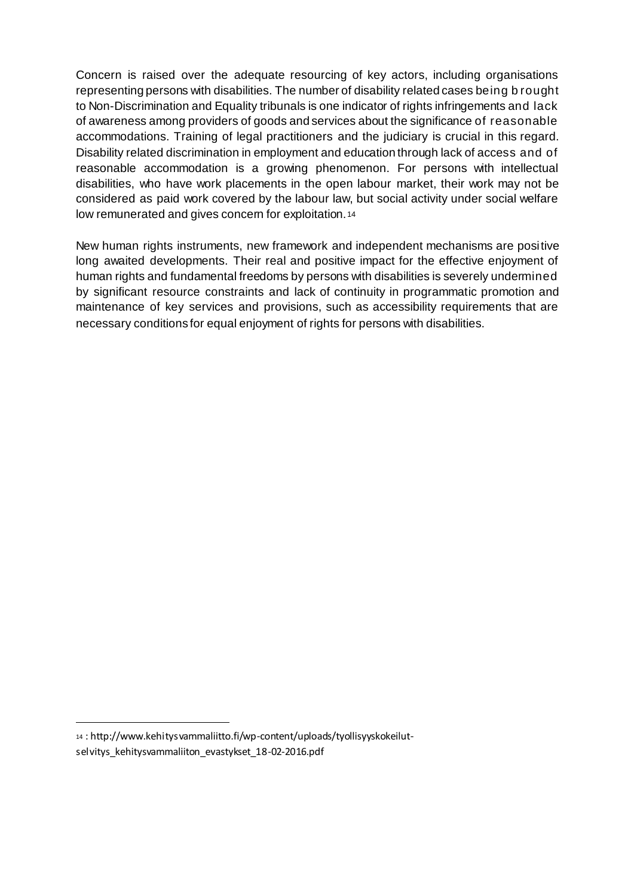Concern is raised over the adequate resourcing of key actors, including organisations representing persons with disabilities. The number of disability related cases being brought to Non-Discrimination and Equality tribunals is one indicator of rights infringements and lack of awareness among providers of goods and services about the significance of reasonable accommodations. Training of legal practitioners and the judiciary is crucial in this regard. Disability related discrimination in employment and education through lack of access and of reasonable accommodation is a growing phenomenon. For persons with intellectual disabilities, who have work placements in the open labour market, their work may not be considered as paid work covered by the labour law, but social activity under social welfare low remunerated and gives concern for exploitation.[14]

New human rights instruments, new framework and independent mechanisms are positive long awaited developments. Their real and positive impact for the effective enjoyment of human rights and fundamental freedoms by persons with disabilities is severely undermined by significant resource constraints and lack of continuity in programmatic promotion and maintenance of key services and provisions, such as accessibility requirements that are necessary conditions for equal enjoyment of rights for persons with disabilities.

---

[14] : http://www.kehitysvammaliitto.fi/wp-content/uploads/tyollisyyskokeilut-selvitys_kehitysvammaliiton_evastykset_18-02-2016.pdf